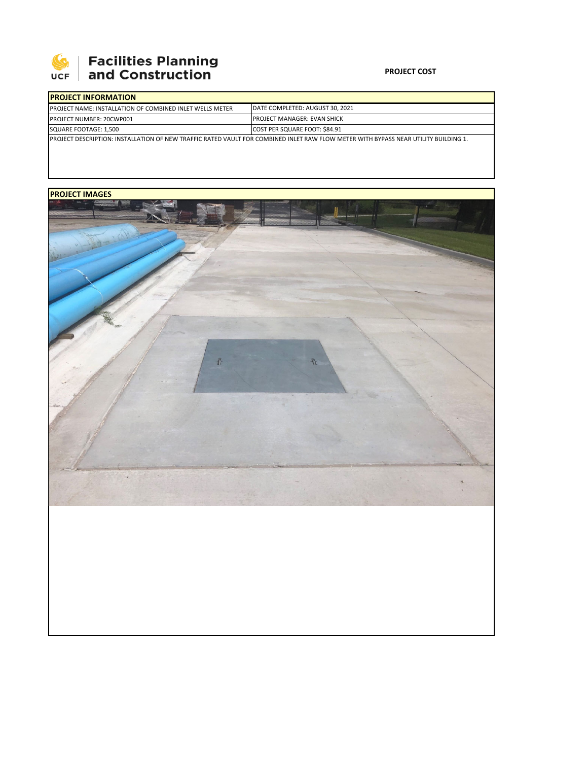Facilities Planning and Construction

**PROJECT COST**

| PROJECT INFORMATION | |
|---|---|
| PROJECT NAME: INSTALLATION OF COMBINED INLET WELLS METER | DATE COMPLETED: AUGUST 30, 2021 |
| PROJECT NUMBER: 20CWP001 | PROJECT MANAGER: EVAN SHICK |
| SQUARE FOOTAGE: 1,500 | COST PER SQUARE FOOT: $84.91 |
| PROJECT DESCRIPTION: INSTALLATION OF NEW TRAFFIC RATED VAULT FOR COMBINED INLET RAW FLOW METER WITH BYPASS NEAR UTILITY BUILDING 1. | |

**PROJECT IMAGES**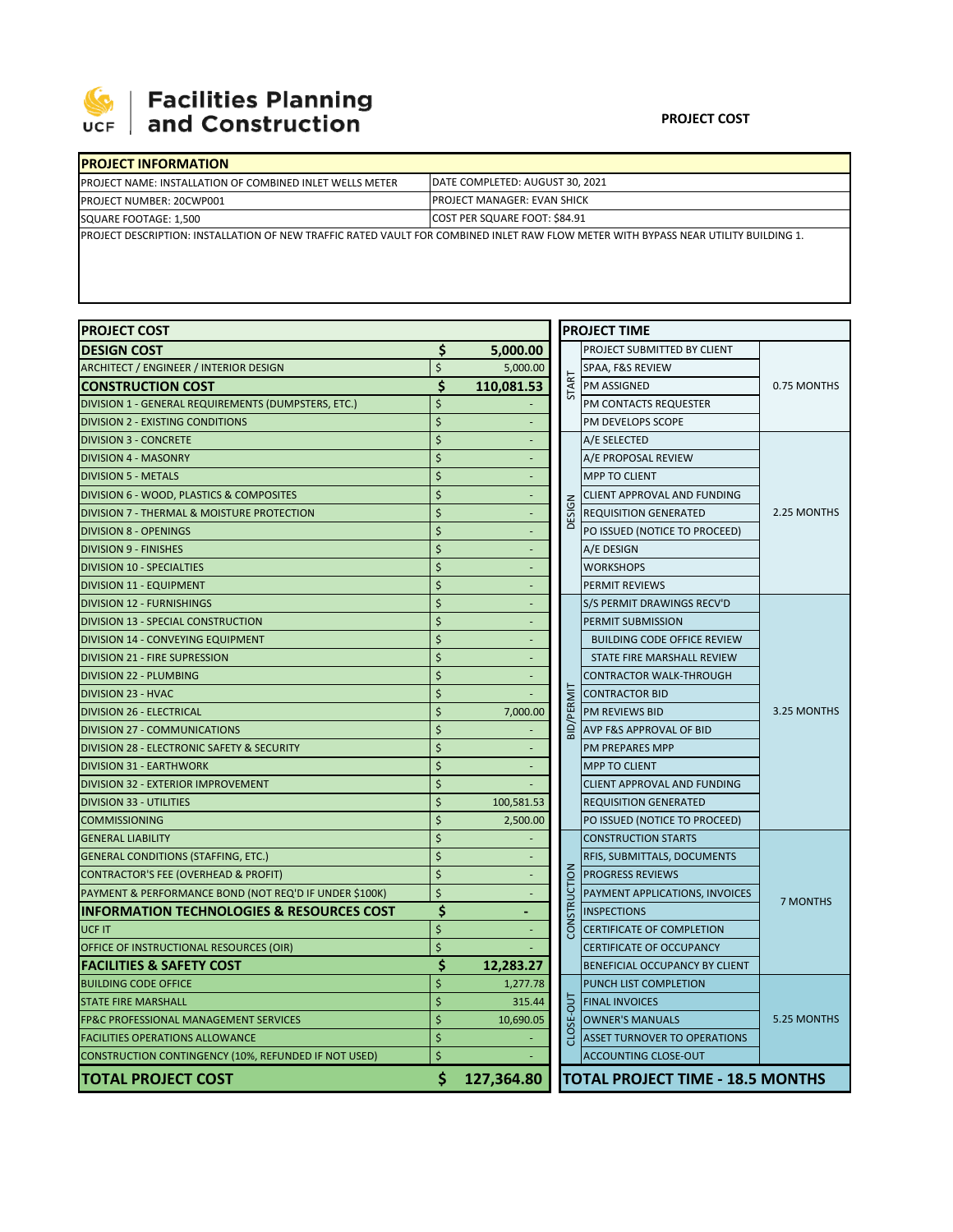**Facilities Planning and Construction**

**PROJECT COST**

| PROJECT INFORMATION | |
|---|---|
| PROJECT NAME: INSTALLATION OF COMBINED INLET WELLS METER | DATE COMPLETED: AUGUST 30, 2021 |
| PROJECT NUMBER: 20CWP001 | PROJECT MANAGER: EVAN SHICK |
| SQUARE FOOTAGE: 1,500 | COST PER SQUARE FOOT: $84.91 |
| PROJECT DESCRIPTION: INSTALLATION OF NEW TRAFFIC RATED VAULT FOR COMBINED INLET RAW FLOW METER WITH BYPASS NEAR UTILITY BUILDING 1. | |

| PROJECT COST | | |
|---|---|---|
| **DESIGN COST** | **$** | **5,000.00** |
| ARCHITECT / ENGINEER / INTERIOR DESIGN | $ | 5,000.00 |
| **CONSTRUCTION COST** | **$** | **110,081.53** |
| DIVISION 1 - GENERAL REQUIREMENTS (DUMPSTERS, ETC.) | $ | - |
| DIVISION 2 - EXISTING CONDITIONS | $ | - |
| DIVISION 3 - CONCRETE | $ | - |
| DIVISION 4 - MASONRY | $ | - |
| DIVISION 5 - METALS | $ | - |
| DIVISION 6 - WOOD, PLASTICS & COMPOSITES | $ | - |
| DIVISION 7 - THERMAL & MOISTURE PROTECTION | $ | - |
| DIVISION 8 - OPENINGS | $ | - |
| DIVISION 9 - FINISHES | $ | - |
| DIVISION 10 - SPECIALTIES | $ | - |
| DIVISION 11 - EQUIPMENT | $ | - |
| DIVISION 12 - FURNISHINGS | $ | - |
| DIVISION 13 - SPECIAL CONSTRUCTION | $ | - |
| DIVISION 14 - CONVEYING EQUIPMENT | $ | - |
| DIVISION 21 - FIRE SUPRESSION | $ | - |
| DIVISION 22 - PLUMBING | $ | - |
| DIVISION 23 - HVAC | $ | - |
| DIVISION 26 - ELECTRICAL | $ | 7,000.00 |
| DIVISION 27 - COMMUNICATIONS | $ | - |
| DIVISION 28 - ELECTRONIC SAFETY & SECURITY | $ | - |
| DIVISION 31 - EARTHWORK | $ | - |
| DIVISION 32 - EXTERIOR IMPROVEMENT | $ | - |
| DIVISION 33 - UTILITIES | $ | 100,581.53 |
| COMMISSIONING | $ | 2,500.00 |
| GENERAL LIABILITY | $ | - |
| GENERAL CONDITIONS (STAFFING, ETC.) | $ | - |
| CONTRACTOR'S FEE (OVERHEAD & PROFIT) | $ | - |
| PAYMENT & PERFORMANCE BOND (NOT REQ'D IF UNDER $100K) | $ | - |
| **INFORMATION TECHNOLOGIES & RESOURCES COST** | **$** | **-** |
| UCF IT | $ | - |
| OFFICE OF INSTRUCTIONAL RESOURCES (OIR) | $ | - |
| **FACILITIES & SAFETY COST** | **$** | **12,283.27** |
| BUILDING CODE OFFICE | $ | 1,277.78 |
| STATE FIRE MARSHALL | $ | 315.44 |
| FP&C PROFESSIONAL MANAGEMENT SERVICES | $ | 10,690.05 |
| FACILITIES OPERATIONS ALLOWANCE | $ | - |
| CONSTRUCTION CONTINGENCY (10%, REFUNDED IF NOT USED) | $ | - |
| **TOTAL PROJECT COST** | **$** | **127,364.80** |

| PROJECT TIME | | |
|---|---|---|
| START | PROJECT SUBMITTED BY CLIENT | 0.75 MONTHS |
| | SPAA, F&S REVIEW | |
| | PM ASSIGNED | |
| | PM CONTACTS REQUESTER | |
| | PM DEVELOPS SCOPE | |
| DESIGN | A/E SELECTED | 2.25 MONTHS |
| | A/E PROPOSAL REVIEW | |
| | MPP TO CLIENT | |
| | CLIENT APPROVAL AND FUNDING | |
| | REQUISITION GENERATED | |
| | PO ISSUED (NOTICE TO PROCEED) | |
| | A/E DESIGN | |
| | WORKSHOPS | |
| | PERMIT REVIEWS | |
| BID/PERMIT | S/S PERMIT DRAWINGS RECV'D | 3.25 MONTHS |
| | PERMIT SUBMISSION | |
| | BUILDING CODE OFFICE REVIEW | |
| | STATE FIRE MARSHALL REVIEW | |
| | CONTRACTOR WALK-THROUGH | |
| | CONTRACTOR BID | |
| | PM REVIEWS BID | |
| | AVP F&S APPROVAL OF BID | |
| | PM PREPARES MPP | |
| | MPP TO CLIENT | |
| | CLIENT APPROVAL AND FUNDING | |
| | REQUISITION GENERATED | |
| | PO ISSUED (NOTICE TO PROCEED) | |
| CONSTRUCTION | CONSTRUCTION STARTS | 7 MONTHS |
| | RFIS, SUBMITTALS, DOCUMENTS | |
| | PROGRESS REVIEWS | |
| | PAYMENT APPLICATIONS, INVOICES | |
| | INSPECTIONS | |
| | CERTIFICATE OF COMPLETION | |
| | CERTIFICATE OF OCCUPANCY | |
| | BENEFICIAL OCCUPANCY BY CLIENT | |
| CLOSE-OUT | PUNCH LIST COMPLETION | 5.25 MONTHS |
| | FINAL INVOICES | |
| | OWNER'S MANUALS | |
| | ASSET TURNOVER TO OPERATIONS | |
| | ACCOUNTING CLOSE-OUT | |
| **TOTAL PROJECT TIME - 18.5 MONTHS** | | |